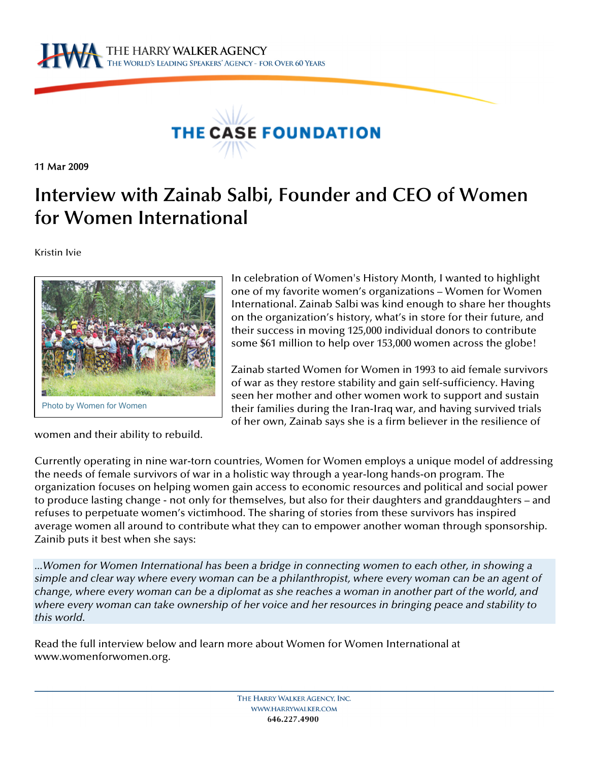THE CASE FOUNDATION

11 Mar 2009

# Interview with Zainab Salbi, Founder and CEO of Women for Women International

Kristin Ivie

Photo by Women for Women

In celebration of Women's History Month, I wanted to highlight one of my favorite women's organizations – Women for Women International. Zainab Salbi was kind enough to share her thoughts on the organization's history, what's in store for their future, and their success in moving 125,000 individual donors to contribute some $61 million to help over 153,000 women across the globe!

Zainab started Women for Women in 1993 to aid female survivors of war as they restore stability and gain self-sufficiency. Having seen her mother and other women work to support and sustain their families during the Iran-Iraq war, and having survived trials of her own, Zainab says she is a firm believer in the resilience of women and their ability to rebuild.

Currently operating in nine war-torn countries, Women for Women employs a unique model of addressing the needs of female survivors of war in a holistic way through a year-long hands-on program. The organization focuses on helping women gain access to economic resources and political and social power to produce lasting change - not only for themselves, but also for their daughters and granddaughters – and refuses to perpetuate women's victimhood. The sharing of stories from these survivors has inspired average women all around to contribute what they can to empower another woman through sponsorship. Zainib puts it best when she says:

> *...Women for Women International has been a bridge in connecting women to each other, in showing a simple and clear way where every woman can be a philanthropist, where every woman can be an agent of change, where every woman can be a diplomat as she reaches a woman in another part of the world, and where every woman can take ownership of her voice and her resources in bringing peace and stability to this world.*

Read the full interview below and learn more about Women for Women International at www.womenforwomen.org.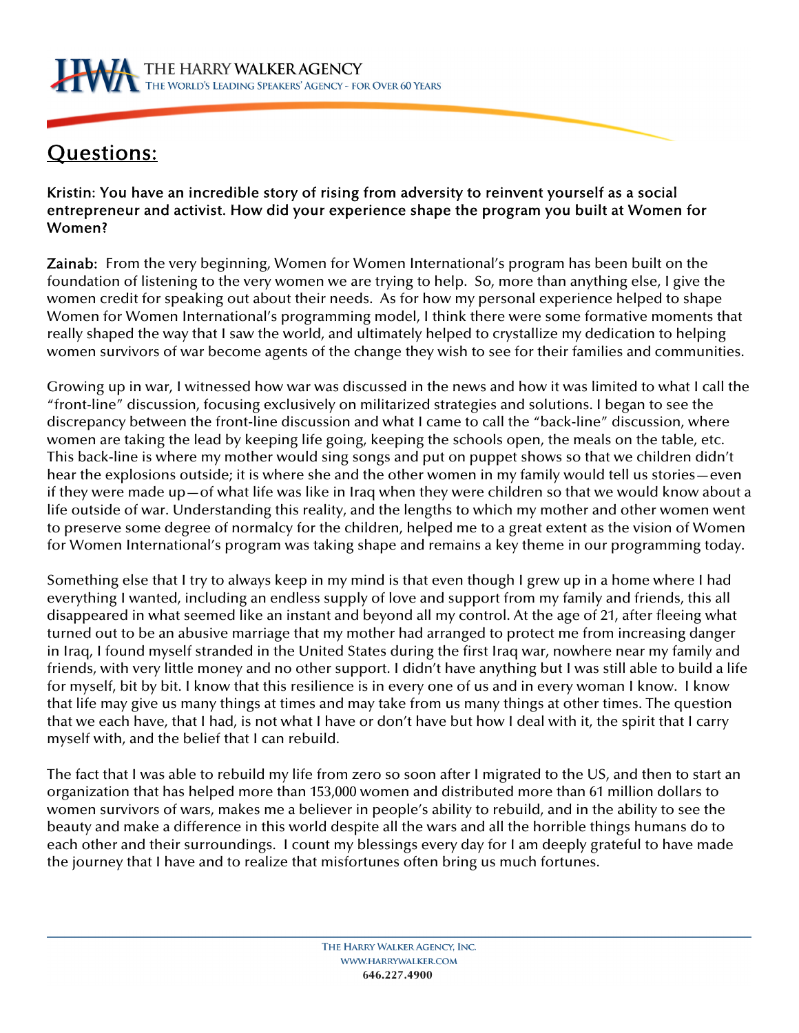## Questions:

**Kristin: You have an incredible story of rising from adversity to reinvent yourself as a social entrepreneur and activist. How did your experience shape the program you built at Women for Women?**

**Zainab:** From the very beginning, Women for Women International's program has been built on the foundation of listening to the very women we are trying to help. So, more than anything else, I give the women credit for speaking out about their needs. As for how my personal experience helped to shape Women for Women International's programming model, I think there were some formative moments that really shaped the way that I saw the world, and ultimately helped to crystallize my dedication to helping women survivors of war become agents of the change they wish to see for their families and communities.

Growing up in war, I witnessed how war was discussed in the news and how it was limited to what I call the "front-line" discussion, focusing exclusively on militarized strategies and solutions. I began to see the discrepancy between the front-line discussion and what I came to call the "back-line" discussion, where women are taking the lead by keeping life going, keeping the schools open, the meals on the table, etc. This back-line is where my mother would sing songs and put on puppet shows so that we children didn't hear the explosions outside; it is where she and the other women in my family would tell us stories—even if they were made up—of what life was like in Iraq when they were children so that we would know about a life outside of war. Understanding this reality, and the lengths to which my mother and other women went to preserve some degree of normalcy for the children, helped me to a great extent as the vision of Women for Women International's program was taking shape and remains a key theme in our programming today.

Something else that I try to always keep in my mind is that even though I grew up in a home where I had everything I wanted, including an endless supply of love and support from my family and friends, this all disappeared in what seemed like an instant and beyond all my control. At the age of 21, after fleeing what turned out to be an abusive marriage that my mother had arranged to protect me from increasing danger in Iraq, I found myself stranded in the United States during the first Iraq war, nowhere near my family and friends, with very little money and no other support. I didn't have anything but I was still able to build a life for myself, bit by bit. I know that this resilience is in every one of us and in every woman I know. I know that life may give us many things at times and may take from us many things at other times. The question that we each have, that I had, is not what I have or don't have but how I deal with it, the spirit that I carry myself with, and the belief that I can rebuild.

The fact that I was able to rebuild my life from zero so soon after I migrated to the US, and then to start an organization that has helped more than 153,000 women and distributed more than 61 million dollars to women survivors of wars, makes me a believer in people's ability to rebuild, and in the ability to see the beauty and make a difference in this world despite all the wars and all the horrible things humans do to each other and their surroundings. I count my blessings every day for I am deeply grateful to have made the journey that I have and to realize that misfortunes often bring us much fortunes.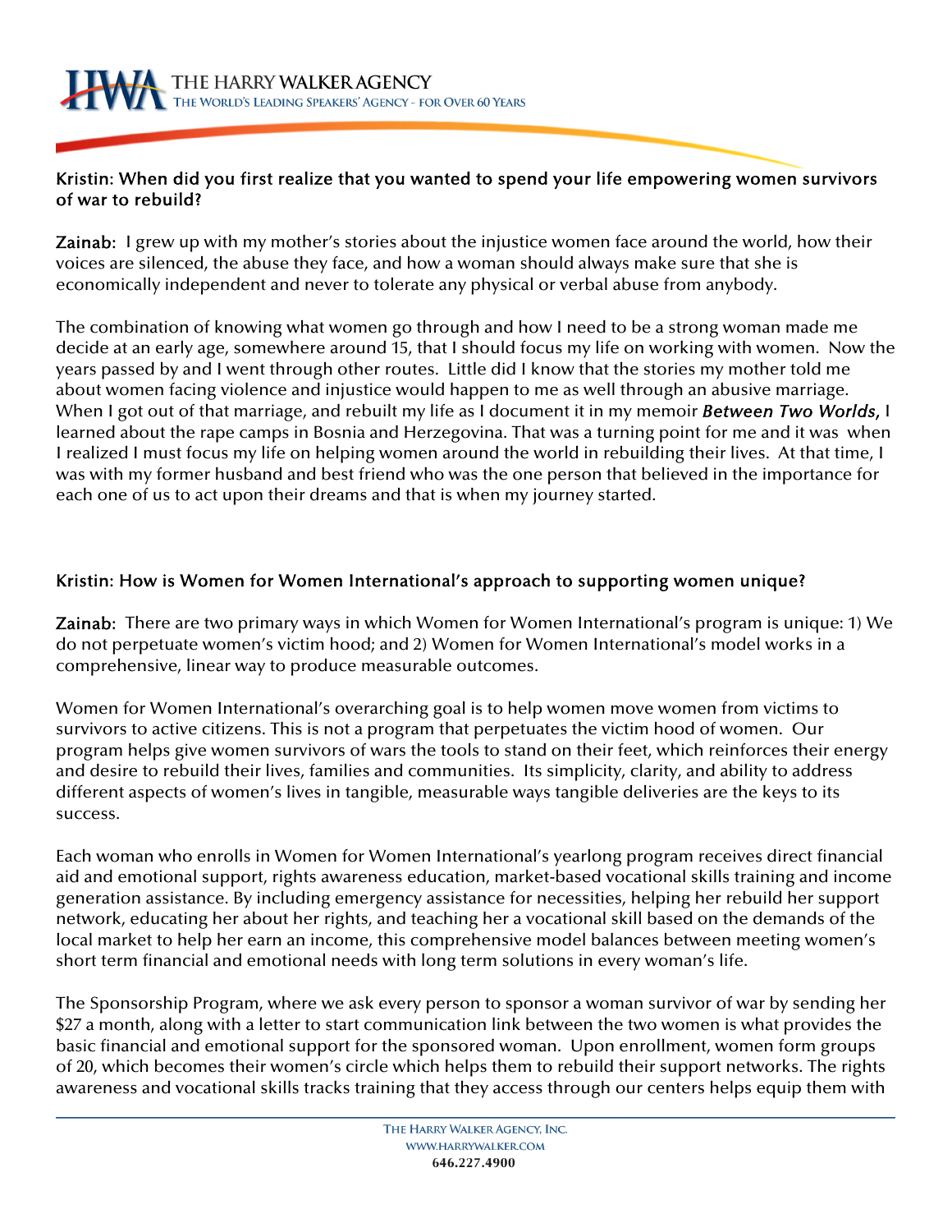**Kristin: When did you first realize that you wanted to spend your life empowering women survivors of war to rebuild?**

**Zainab:** I grew up with my mother's stories about the injustice women face around the world, how their voices are silenced, the abuse they face, and how a woman should always make sure that she is economically independent and never to tolerate any physical or verbal abuse from anybody.

The combination of knowing what women go through and how I need to be a strong woman made me decide at an early age, somewhere around 15, that I should focus my life on working with women. Now the years passed by and I went through other routes. Little did I know that the stories my mother told me about women facing violence and injustice would happen to me as well through an abusive marriage. When I got out of that marriage, and rebuilt my life as I document it in my memoir ***Between Two Worlds***, I learned about the rape camps in Bosnia and Herzegovina. That was a turning point for me and it was when I realized I must focus my life on helping women around the world in rebuilding their lives. At that time, I was with my former husband and best friend who was the one person that believed in the importance for each one of us to act upon their dreams and that is when my journey started.

**Kristin: How is Women for Women International's approach to supporting women unique?**

**Zainab:** There are two primary ways in which Women for Women International's program is unique: 1) We do not perpetuate women's victim hood; and 2) Women for Women International's model works in a comprehensive, linear way to produce measurable outcomes.

Women for Women International's overarching goal is to help women move women from victims to survivors to active citizens. This is not a program that perpetuates the victim hood of women. Our program helps give women survivors of wars the tools to stand on their feet, which reinforces their energy and desire to rebuild their lives, families and communities. Its simplicity, clarity, and ability to address different aspects of women's lives in tangible, measurable ways tangible deliveries are the keys to its success.

Each woman who enrolls in Women for Women International's yearlong program receives direct financial aid and emotional support, rights awareness education, market-based vocational skills training and income generation assistance. By including emergency assistance for necessities, helping her rebuild her support network, educating her about her rights, and teaching her a vocational skill based on the demands of the local market to help her earn an income, this comprehensive model balances between meeting women's short term financial and emotional needs with long term solutions in every woman's life.

The Sponsorship Program, where we ask every person to sponsor a woman survivor of war by sending her $27 a month, along with a letter to start communication link between the two women is what provides the basic financial and emotional support for the sponsored woman. Upon enrollment, women form groups of 20, which becomes their women's circle which helps them to rebuild their support networks. The rights awareness and vocational skills tracks training that they access through our centers helps equip them with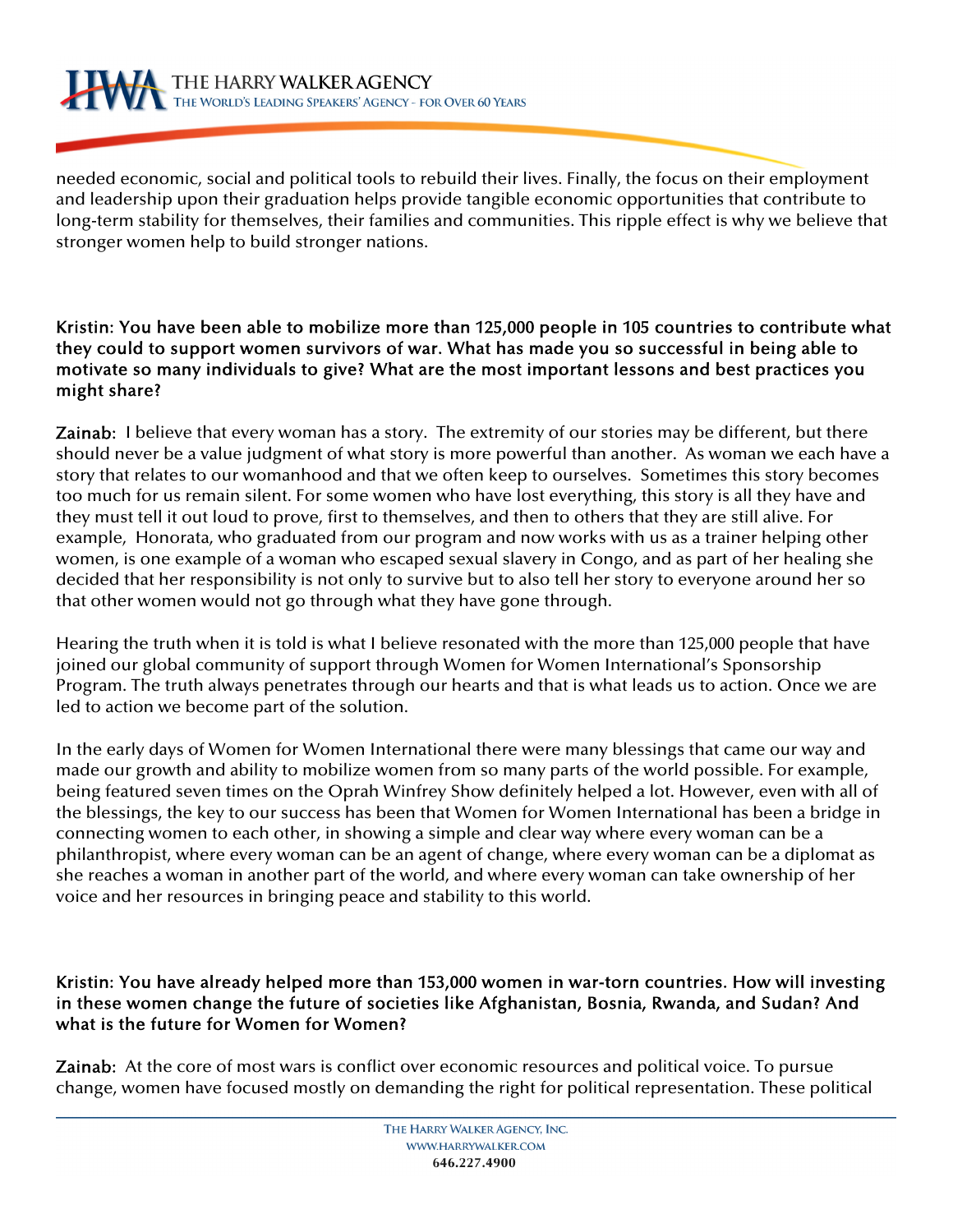needed economic, social and political tools to rebuild their lives. Finally, the focus on their employment and leadership upon their graduation helps provide tangible economic opportunities that contribute to long-term stability for themselves, their families and communities. This ripple effect is why we believe that stronger women help to build stronger nations.

**Kristin: You have been able to mobilize more than 125,000 people in 105 countries to contribute what they could to support women survivors of war. What has made you so successful in being able to motivate so many individuals to give? What are the most important lessons and best practices you might share?**

**Zainab:** I believe that every woman has a story. The extremity of our stories may be different, but there should never be a value judgment of what story is more powerful than another. As woman we each have a story that relates to our womanhood and that we often keep to ourselves. Sometimes this story becomes too much for us remain silent. For some women who have lost everything, this story is all they have and they must tell it out loud to prove, first to themselves, and then to others that they are still alive. For example, Honorata, who graduated from our program and now works with us as a trainer helping other women, is one example of a woman who escaped sexual slavery in Congo, and as part of her healing she decided that her responsibility is not only to survive but to also tell her story to everyone around her so that other women would not go through what they have gone through.

Hearing the truth when it is told is what I believe resonated with the more than 125,000 people that have joined our global community of support through Women for Women International's Sponsorship Program. The truth always penetrates through our hearts and that is what leads us to action. Once we are led to action we become part of the solution.

In the early days of Women for Women International there were many blessings that came our way and made our growth and ability to mobilize women from so many parts of the world possible. For example, being featured seven times on the Oprah Winfrey Show definitely helped a lot. However, even with all of the blessings, the key to our success has been that Women for Women International has been a bridge in connecting women to each other, in showing a simple and clear way where every woman can be a philanthropist, where every woman can be an agent of change, where every woman can be a diplomat as she reaches a woman in another part of the world, and where every woman can take ownership of her voice and her resources in bringing peace and stability to this world.

**Kristin: You have already helped more than 153,000 women in war-torn countries. How will investing in these women change the future of societies like Afghanistan, Bosnia, Rwanda, and Sudan? And what is the future for Women for Women?**

**Zainab:** At the core of most wars is conflict over economic resources and political voice. To pursue change, women have focused mostly on demanding the right for political representation. These political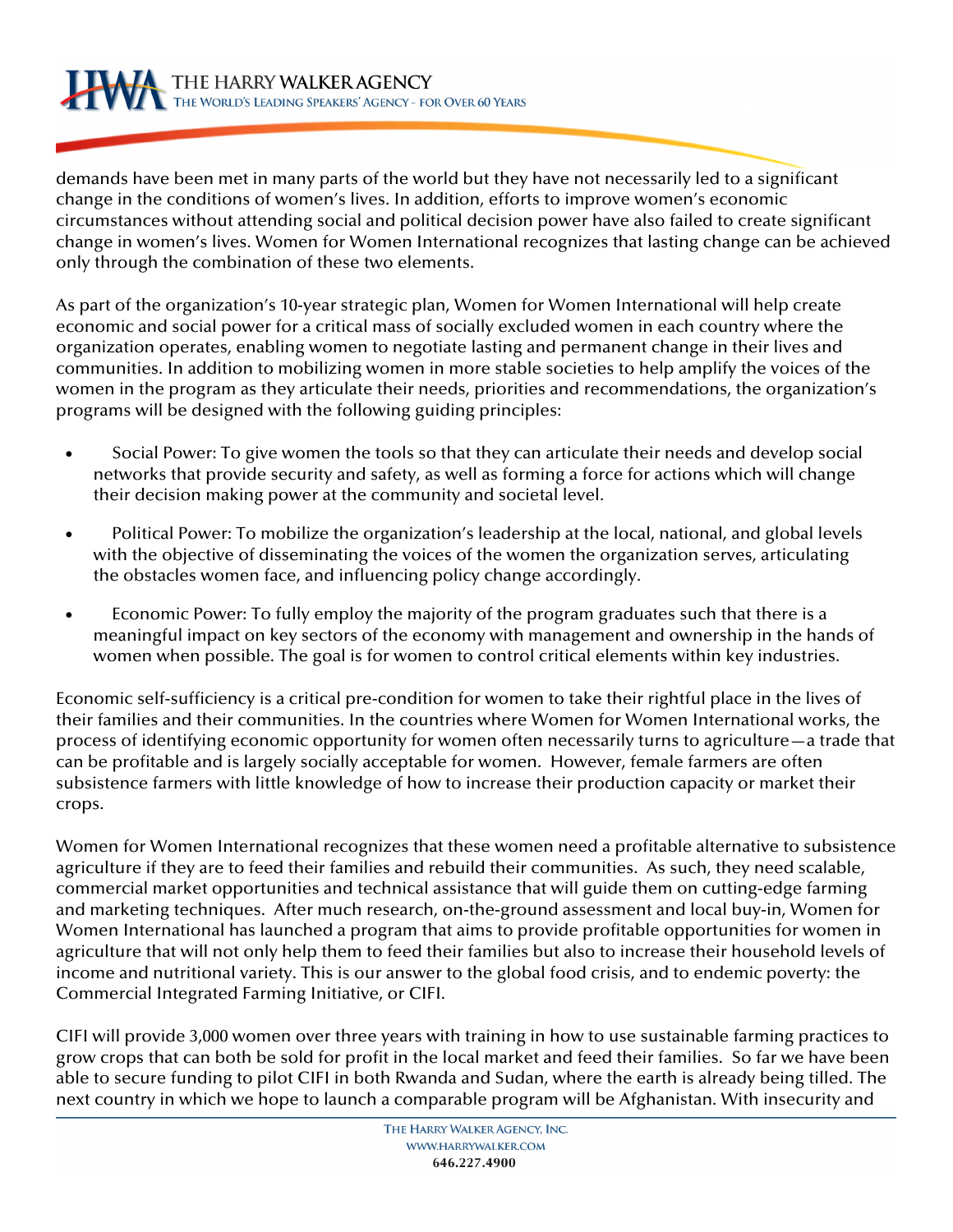demands have been met in many parts of the world but they have not necessarily led to a significant change in the conditions of women's lives. In addition, efforts to improve women's economic circumstances without attending social and political decision power have also failed to create significant change in women's lives. Women for Women International recognizes that lasting change can be achieved only through the combination of these two elements.

As part of the organization's 10-year strategic plan, Women for Women International will help create economic and social power for a critical mass of socially excluded women in each country where the organization operates, enabling women to negotiate lasting and permanent change in their lives and communities. In addition to mobilizing women in more stable societies to help amplify the voices of the women in the program as they articulate their needs, priorities and recommendations, the organization's programs will be designed with the following guiding principles:

- Social Power: To give women the tools so that they can articulate their needs and develop social networks that provide security and safety, as well as forming a force for actions which will change their decision making power at the community and societal level.
- Political Power: To mobilize the organization's leadership at the local, national, and global levels with the objective of disseminating the voices of the women the organization serves, articulating the obstacles women face, and influencing policy change accordingly.
- Economic Power: To fully employ the majority of the program graduates such that there is a meaningful impact on key sectors of the economy with management and ownership in the hands of women when possible. The goal is for women to control critical elements within key industries.

Economic self-sufficiency is a critical pre-condition for women to take their rightful place in the lives of their families and their communities. In the countries where Women for Women International works, the process of identifying economic opportunity for women often necessarily turns to agriculture—a trade that can be profitable and is largely socially acceptable for women. However, female farmers are often subsistence farmers with little knowledge of how to increase their production capacity or market their crops.

Women for Women International recognizes that these women need a profitable alternative to subsistence agriculture if they are to feed their families and rebuild their communities. As such, they need scalable, commercial market opportunities and technical assistance that will guide them on cutting-edge farming and marketing techniques. After much research, on-the-ground assessment and local buy-in, Women for Women International has launched a program that aims to provide profitable opportunities for women in agriculture that will not only help them to feed their families but also to increase their household levels of income and nutritional variety. This is our answer to the global food crisis, and to endemic poverty: the Commercial Integrated Farming Initiative, or CIFI.

CIFI will provide 3,000 women over three years with training in how to use sustainable farming practices to grow crops that can both be sold for profit in the local market and feed their families. So far we have been able to secure funding to pilot CIFI in both Rwanda and Sudan, where the earth is already being tilled. The next country in which we hope to launch a comparable program will be Afghanistan. With insecurity and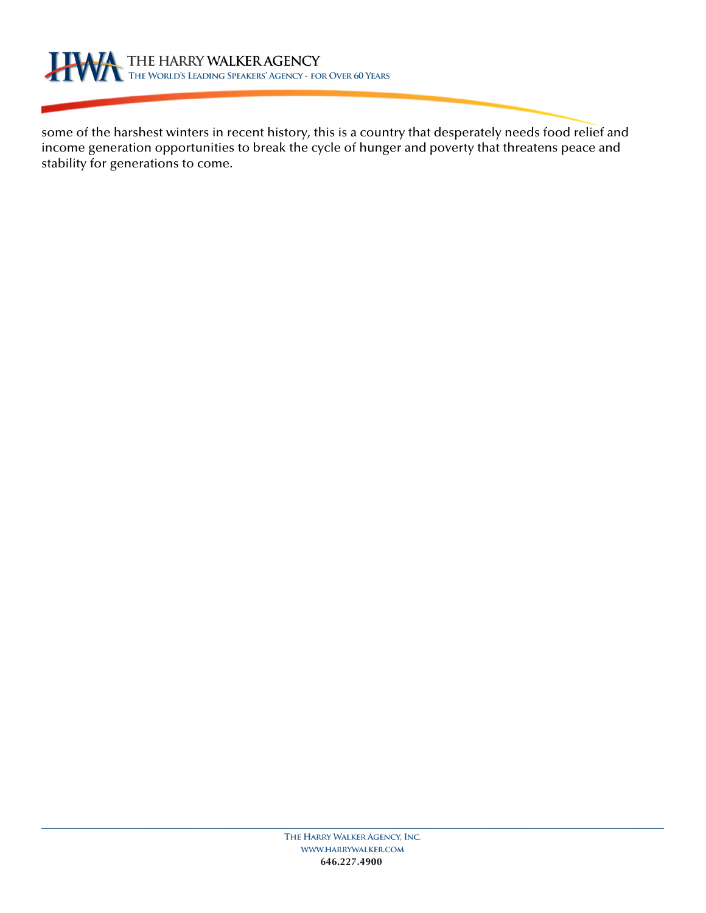some of the harshest winters in recent history, this is a country that desperately needs food relief and income generation opportunities to break the cycle of hunger and poverty that threatens peace and stability for generations to come.